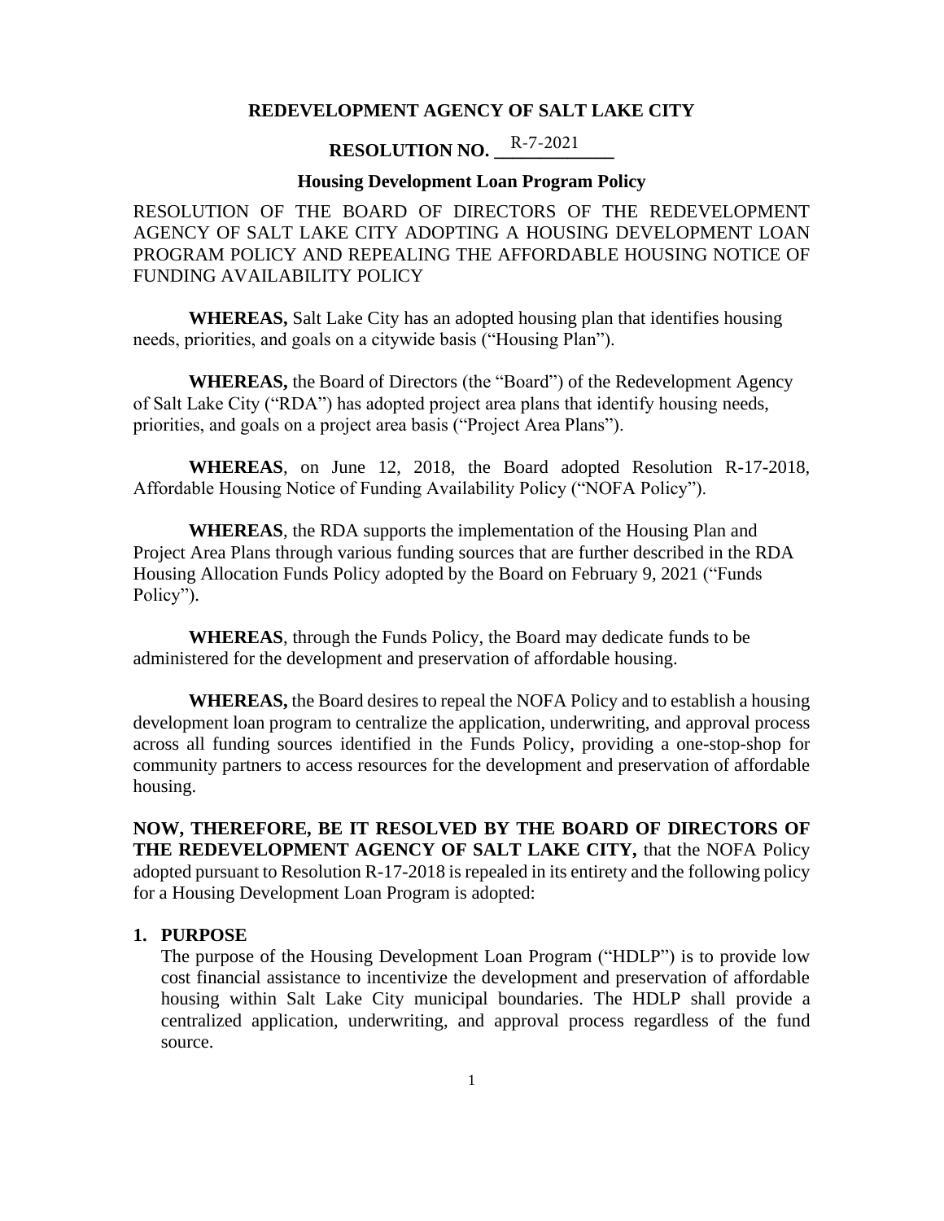**REDEVELOPMENT AGENCY OF SALT LAKE CITY**

**RESOLUTION NO. R-7-2021**

**Housing Development Loan Program Policy**

RESOLUTION OF THE BOARD OF DIRECTORS OF THE REDEVELOPMENT AGENCY OF SALT LAKE CITY ADOPTING A HOUSING DEVELOPMENT LOAN PROGRAM POLICY AND REPEALING THE AFFORDABLE HOUSING NOTICE OF FUNDING AVAILABILITY POLICY

**WHEREAS,** Salt Lake City has an adopted housing plan that identifies housing needs, priorities, and goals on a citywide basis ("Housing Plan").

**WHEREAS,** the Board of Directors (the "Board") of the Redevelopment Agency of Salt Lake City ("RDA") has adopted project area plans that identify housing needs, priorities, and goals on a project area basis ("Project Area Plans").

**WHEREAS**, on June 12, 2018, the Board adopted Resolution R-17-2018, Affordable Housing Notice of Funding Availability Policy ("NOFA Policy").

**WHEREAS**, the RDA supports the implementation of the Housing Plan and Project Area Plans through various funding sources that are further described in the RDA Housing Allocation Funds Policy adopted by the Board on February 9, 2021 ("Funds Policy").

**WHEREAS**, through the Funds Policy, the Board may dedicate funds to be administered for the development and preservation of affordable housing.

**WHEREAS,** the Board desires to repeal the NOFA Policy and to establish a housing development loan program to centralize the application, underwriting, and approval process across all funding sources identified in the Funds Policy, providing a one-stop-shop for community partners to access resources for the development and preservation of affordable housing.

**NOW, THEREFORE, BE IT RESOLVED BY THE BOARD OF DIRECTORS OF THE REDEVELOPMENT AGENCY OF SALT LAKE CITY,** that the NOFA Policy adopted pursuant to Resolution R-17-2018 is repealed in its entirety and the following policy for a Housing Development Loan Program is adopted:

## 1. PURPOSE

The purpose of the Housing Development Loan Program ("HDLP") is to provide low cost financial assistance to incentivize the development and preservation of affordable housing within Salt Lake City municipal boundaries. The HDLP shall provide a centralized application, underwriting, and approval process regardless of the fund source.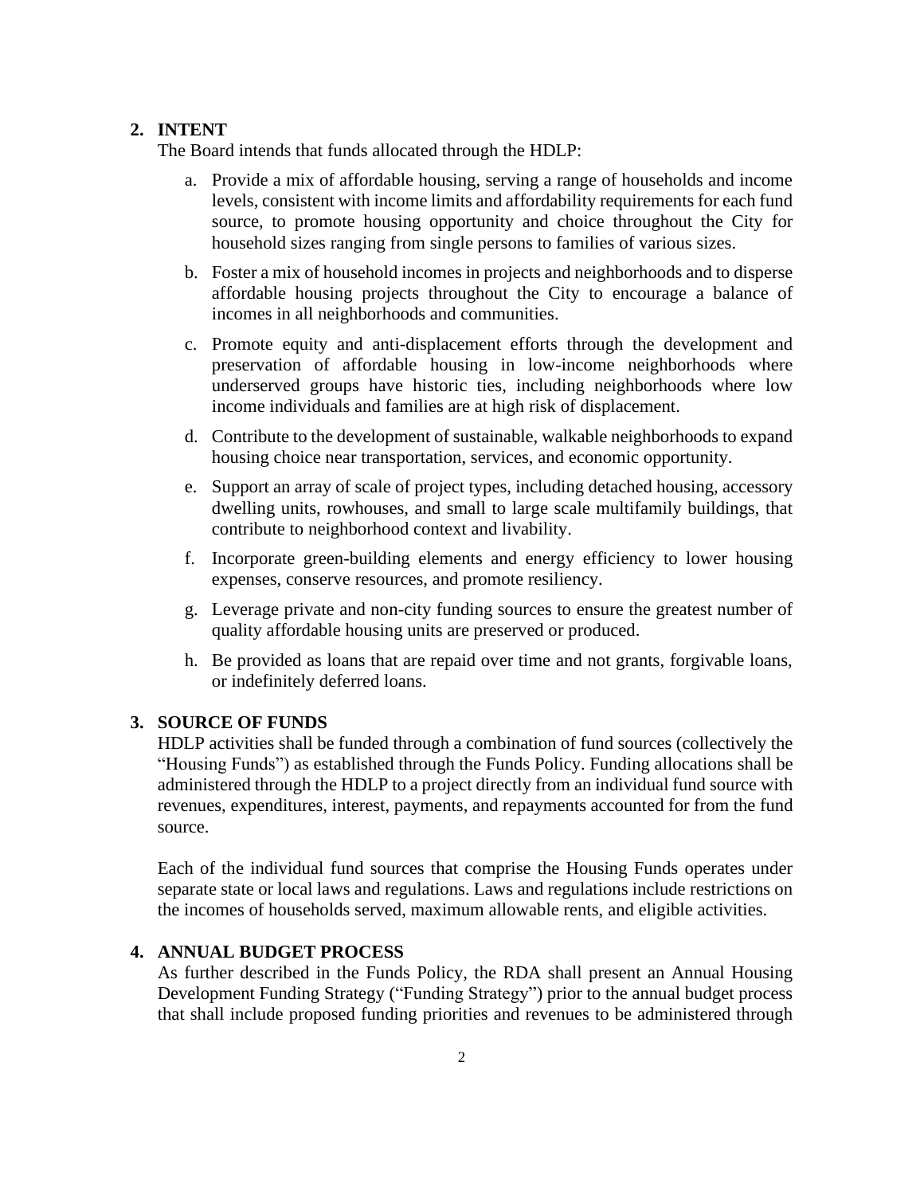## 2. INTENT

The Board intends that funds allocated through the HDLP:

a. Provide a mix of affordable housing, serving a range of households and income levels, consistent with income limits and affordability requirements for each fund source, to promote housing opportunity and choice throughout the City for household sizes ranging from single persons to families of various sizes.

b. Foster a mix of household incomes in projects and neighborhoods and to disperse affordable housing projects throughout the City to encourage a balance of incomes in all neighborhoods and communities.

c. Promote equity and anti-displacement efforts through the development and preservation of affordable housing in low-income neighborhoods where underserved groups have historic ties, including neighborhoods where low income individuals and families are at high risk of displacement.

d. Contribute to the development of sustainable, walkable neighborhoods to expand housing choice near transportation, services, and economic opportunity.

e. Support an array of scale of project types, including detached housing, accessory dwelling units, rowhouses, and small to large scale multifamily buildings, that contribute to neighborhood context and livability.

f. Incorporate green-building elements and energy efficiency to lower housing expenses, conserve resources, and promote resiliency.

g. Leverage private and non-city funding sources to ensure the greatest number of quality affordable housing units are preserved or produced.

h. Be provided as loans that are repaid over time and not grants, forgivable loans, or indefinitely deferred loans.

## 3. SOURCE OF FUNDS

HDLP activities shall be funded through a combination of fund sources (collectively the "Housing Funds") as established through the Funds Policy. Funding allocations shall be administered through the HDLP to a project directly from an individual fund source with revenues, expenditures, interest, payments, and repayments accounted for from the fund source.

Each of the individual fund sources that comprise the Housing Funds operates under separate state or local laws and regulations. Laws and regulations include restrictions on the incomes of households served, maximum allowable rents, and eligible activities.

## 4. ANNUAL BUDGET PROCESS

As further described in the Funds Policy, the RDA shall present an Annual Housing Development Funding Strategy ("Funding Strategy") prior to the annual budget process that shall include proposed funding priorities and revenues to be administered through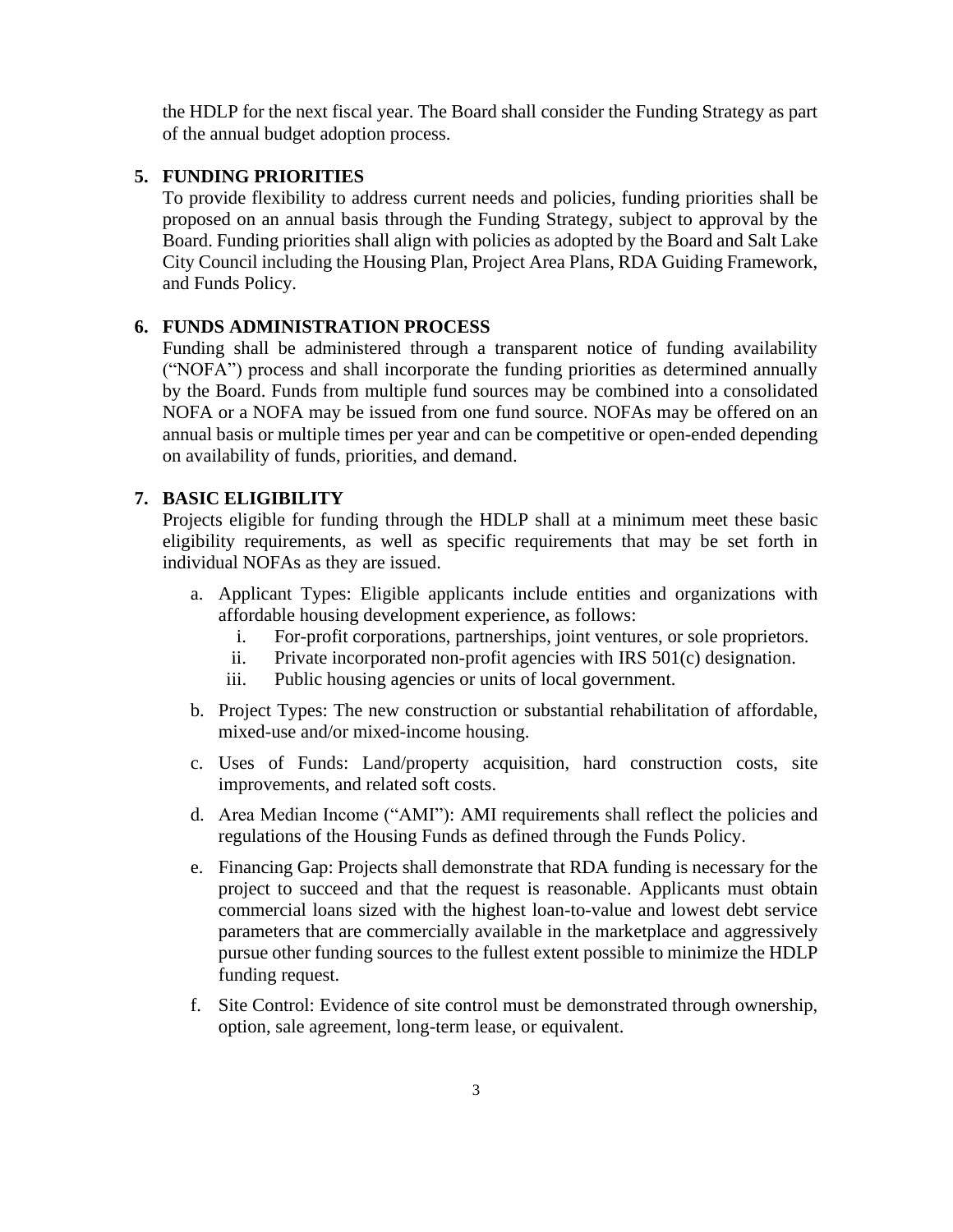the HDLP for the next fiscal year. The Board shall consider the Funding Strategy as part of the annual budget adoption process.

## 5. FUNDING PRIORITIES

To provide flexibility to address current needs and policies, funding priorities shall be proposed on an annual basis through the Funding Strategy, subject to approval by the Board. Funding priorities shall align with policies as adopted by the Board and Salt Lake City Council including the Housing Plan, Project Area Plans, RDA Guiding Framework, and Funds Policy.

## 6. FUNDS ADMINISTRATION PROCESS

Funding shall be administered through a transparent notice of funding availability ("NOFA") process and shall incorporate the funding priorities as determined annually by the Board. Funds from multiple fund sources may be combined into a consolidated NOFA or a NOFA may be issued from one fund source. NOFAs may be offered on an annual basis or multiple times per year and can be competitive or open-ended depending on availability of funds, priorities, and demand.

## 7. BASIC ELIGIBILITY

Projects eligible for funding through the HDLP shall at a minimum meet these basic eligibility requirements, as well as specific requirements that may be set forth in individual NOFAs as they are issued.

a. Applicant Types: Eligible applicants include entities and organizations with affordable housing development experience, as follows:
   i. For-profit corporations, partnerships, joint ventures, or sole proprietors.
   ii. Private incorporated non-profit agencies with IRS 501(c) designation.
   iii. Public housing agencies or units of local government.

b. Project Types: The new construction or substantial rehabilitation of affordable, mixed-use and/or mixed-income housing.

c. Uses of Funds: Land/property acquisition, hard construction costs, site improvements, and related soft costs.

d. Area Median Income ("AMI"): AMI requirements shall reflect the policies and regulations of the Housing Funds as defined through the Funds Policy.

e. Financing Gap: Projects shall demonstrate that RDA funding is necessary for the project to succeed and that the request is reasonable. Applicants must obtain commercial loans sized with the highest loan-to-value and lowest debt service parameters that are commercially available in the marketplace and aggressively pursue other funding sources to the fullest extent possible to minimize the HDLP funding request.

f. Site Control: Evidence of site control must be demonstrated through ownership, option, sale agreement, long-term lease, or equivalent.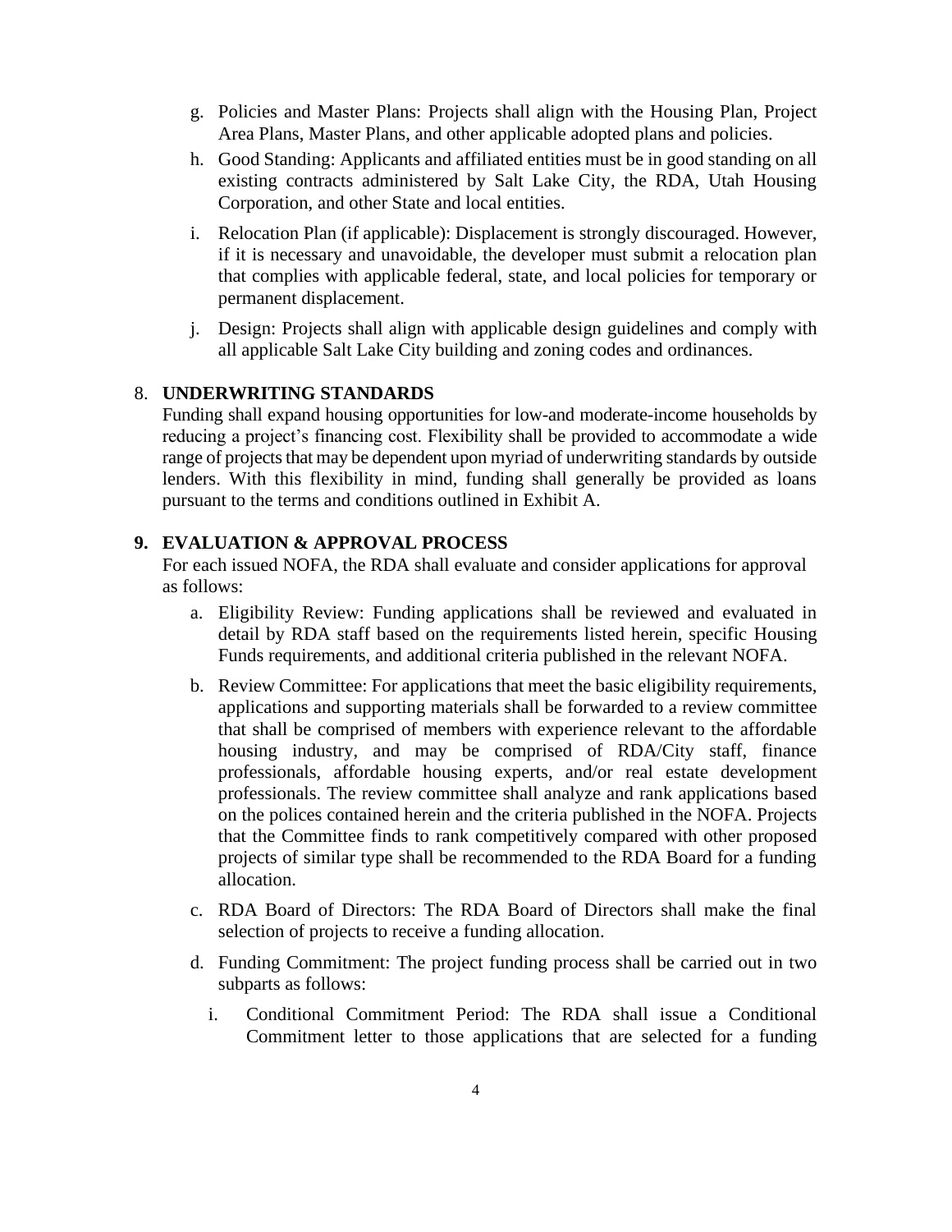g. Policies and Master Plans: Projects shall align with the Housing Plan, Project Area Plans, Master Plans, and other applicable adopted plans and policies.

h. Good Standing: Applicants and affiliated entities must be in good standing on all existing contracts administered by Salt Lake City, the RDA, Utah Housing Corporation, and other State and local entities.

i. Relocation Plan (if applicable): Displacement is strongly discouraged. However, if it is necessary and unavoidable, the developer must submit a relocation plan that complies with applicable federal, state, and local policies for temporary or permanent displacement.

j. Design: Projects shall align with applicable design guidelines and comply with all applicable Salt Lake City building and zoning codes and ordinances.

8. **UNDERWRITING STANDARDS**

Funding shall expand housing opportunities for low-and moderate-income households by reducing a project's financing cost. Flexibility shall be provided to accommodate a wide range of projects that may be dependent upon myriad of underwriting standards by outside lenders. With this flexibility in mind, funding shall generally be provided as loans pursuant to the terms and conditions outlined in Exhibit A.

**9. EVALUATION & APPROVAL PROCESS**

For each issued NOFA, the RDA shall evaluate and consider applications for approval as follows:

a. Eligibility Review: Funding applications shall be reviewed and evaluated in detail by RDA staff based on the requirements listed herein, specific Housing Funds requirements, and additional criteria published in the relevant NOFA.

b. Review Committee: For applications that meet the basic eligibility requirements, applications and supporting materials shall be forwarded to a review committee that shall be comprised of members with experience relevant to the affordable housing industry, and may be comprised of RDA/City staff, finance professionals, affordable housing experts, and/or real estate development professionals. The review committee shall analyze and rank applications based on the polices contained herein and the criteria published in the NOFA. Projects that the Committee finds to rank competitively compared with other proposed projects of similar type shall be recommended to the RDA Board for a funding allocation.

c. RDA Board of Directors: The RDA Board of Directors shall make the final selection of projects to receive a funding allocation.

d. Funding Commitment: The project funding process shall be carried out in two subparts as follows:

   i. Conditional Commitment Period: The RDA shall issue a Conditional Commitment letter to those applications that are selected for a funding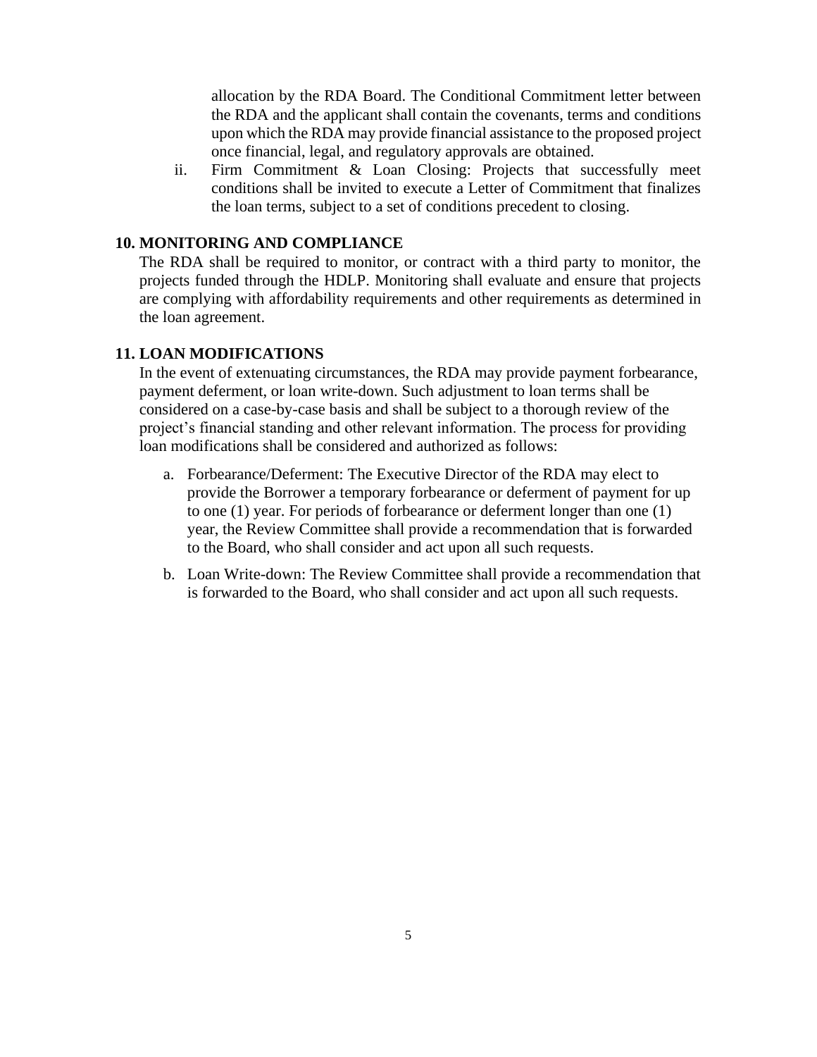allocation by the RDA Board. The Conditional Commitment letter between the RDA and the applicant shall contain the covenants, terms and conditions upon which the RDA may provide financial assistance to the proposed project once financial, legal, and regulatory approvals are obtained.

ii. Firm Commitment & Loan Closing: Projects that successfully meet conditions shall be invited to execute a Letter of Commitment that finalizes the loan terms, subject to a set of conditions precedent to closing.

## 10. MONITORING AND COMPLIANCE

The RDA shall be required to monitor, or contract with a third party to monitor, the projects funded through the HDLP. Monitoring shall evaluate and ensure that projects are complying with affordability requirements and other requirements as determined in the loan agreement.

## 11. LOAN MODIFICATIONS

In the event of extenuating circumstances, the RDA may provide payment forbearance, payment deferment, or loan write-down. Such adjustment to loan terms shall be considered on a case-by-case basis and shall be subject to a thorough review of the project's financial standing and other relevant information. The process for providing loan modifications shall be considered and authorized as follows:

a. Forbearance/Deferment: The Executive Director of the RDA may elect to provide the Borrower a temporary forbearance or deferment of payment for up to one (1) year. For periods of forbearance or deferment longer than one (1) year, the Review Committee shall provide a recommendation that is forwarded to the Board, who shall consider and act upon all such requests.

b. Loan Write-down: The Review Committee shall provide a recommendation that is forwarded to the Board, who shall consider and act upon all such requests.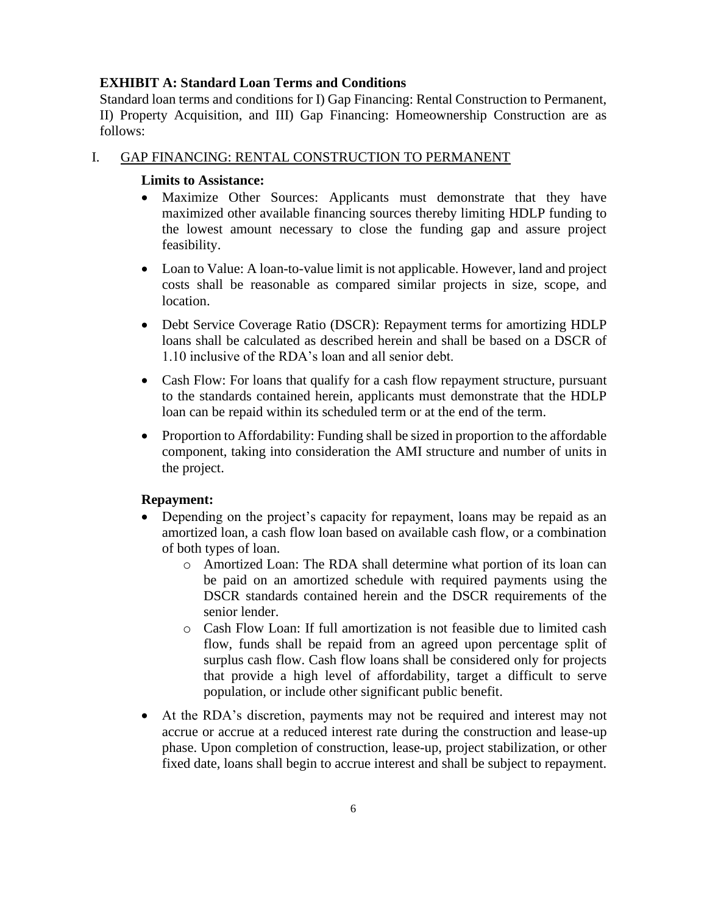**EXHIBIT A: Standard Loan Terms and Conditions**

Standard loan terms and conditions for I) Gap Financing: Rental Construction to Permanent, II) Property Acquisition, and III) Gap Financing: Homeownership Construction are as follows:

I. GAP FINANCING: RENTAL CONSTRUCTION TO PERMANENT

**Limits to Assistance:**

- Maximize Other Sources: Applicants must demonstrate that they have maximized other available financing sources thereby limiting HDLP funding to the lowest amount necessary to close the funding gap and assure project feasibility.
- Loan to Value: A loan-to-value limit is not applicable. However, land and project costs shall be reasonable as compared similar projects in size, scope, and location.
- Debt Service Coverage Ratio (DSCR): Repayment terms for amortizing HDLP loans shall be calculated as described herein and shall be based on a DSCR of 1.10 inclusive of the RDA's loan and all senior debt.
- Cash Flow: For loans that qualify for a cash flow repayment structure, pursuant to the standards contained herein, applicants must demonstrate that the HDLP loan can be repaid within its scheduled term or at the end of the term.
- Proportion to Affordability: Funding shall be sized in proportion to the affordable component, taking into consideration the AMI structure and number of units in the project.

**Repayment:**

- Depending on the project's capacity for repayment, loans may be repaid as an amortized loan, a cash flow loan based on available cash flow, or a combination of both types of loan.
  - Amortized Loan: The RDA shall determine what portion of its loan can be paid on an amortized schedule with required payments using the DSCR standards contained herein and the DSCR requirements of the senior lender.
  - Cash Flow Loan: If full amortization is not feasible due to limited cash flow, funds shall be repaid from an agreed upon percentage split of surplus cash flow. Cash flow loans shall be considered only for projects that provide a high level of affordability, target a difficult to serve population, or include other significant public benefit.
- At the RDA's discretion, payments may not be required and interest may not accrue or accrue at a reduced interest rate during the construction and lease-up phase. Upon completion of construction, lease-up, project stabilization, or other fixed date, loans shall begin to accrue interest and shall be subject to repayment.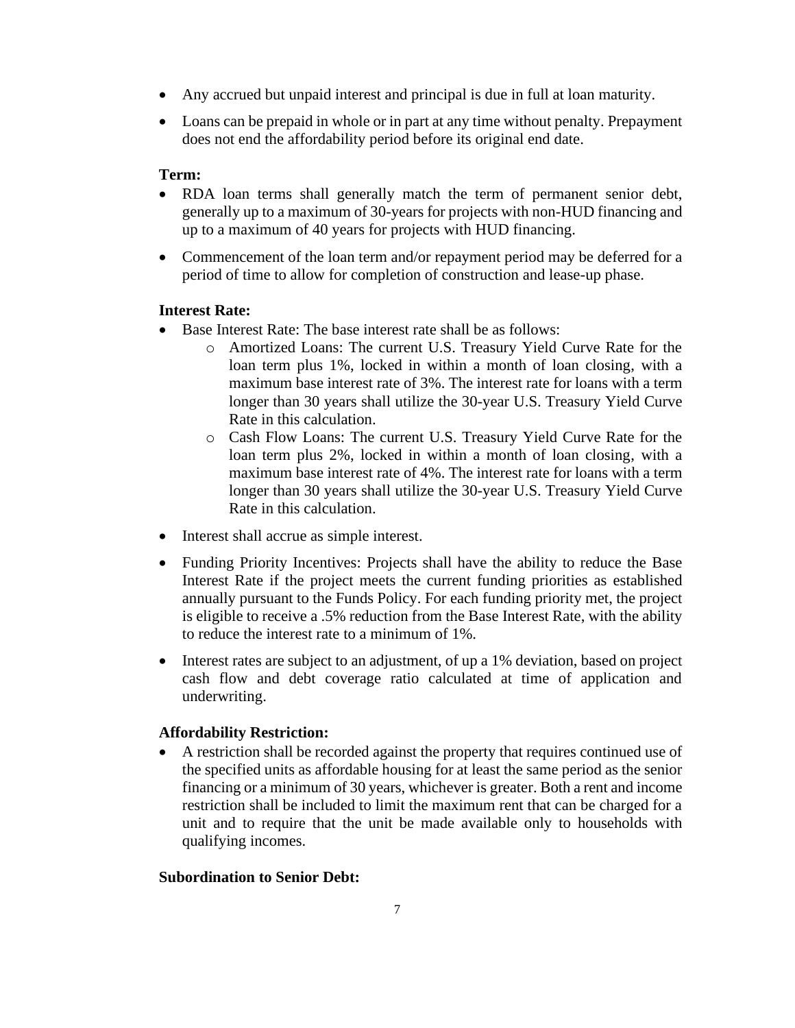- Any accrued but unpaid interest and principal is due in full at loan maturity.
- Loans can be prepaid in whole or in part at any time without penalty. Prepayment does not end the affordability period before its original end date.

**Term:**

- RDA loan terms shall generally match the term of permanent senior debt, generally up to a maximum of 30-years for projects with non-HUD financing and up to a maximum of 40 years for projects with HUD financing.
- Commencement of the loan term and/or repayment period may be deferred for a period of time to allow for completion of construction and lease-up phase.

**Interest Rate:**

- Base Interest Rate: The base interest rate shall be as follows:
  - Amortized Loans: The current U.S. Treasury Yield Curve Rate for the loan term plus 1%, locked in within a month of loan closing, with a maximum base interest rate of 3%. The interest rate for loans with a term longer than 30 years shall utilize the 30-year U.S. Treasury Yield Curve Rate in this calculation.
  - Cash Flow Loans: The current U.S. Treasury Yield Curve Rate for the loan term plus 2%, locked in within a month of loan closing, with a maximum base interest rate of 4%. The interest rate for loans with a term longer than 30 years shall utilize the 30-year U.S. Treasury Yield Curve Rate in this calculation.
- Interest shall accrue as simple interest.
- Funding Priority Incentives: Projects shall have the ability to reduce the Base Interest Rate if the project meets the current funding priorities as established annually pursuant to the Funds Policy. For each funding priority met, the project is eligible to receive a .5% reduction from the Base Interest Rate, with the ability to reduce the interest rate to a minimum of 1%.
- Interest rates are subject to an adjustment, of up a 1% deviation, based on project cash flow and debt coverage ratio calculated at time of application and underwriting.

**Affordability Restriction:**

- A restriction shall be recorded against the property that requires continued use of the specified units as affordable housing for at least the same period as the senior financing or a minimum of 30 years, whichever is greater. Both a rent and income restriction shall be included to limit the maximum rent that can be charged for a unit and to require that the unit be made available only to households with qualifying incomes.

**Subordination to Senior Debt:**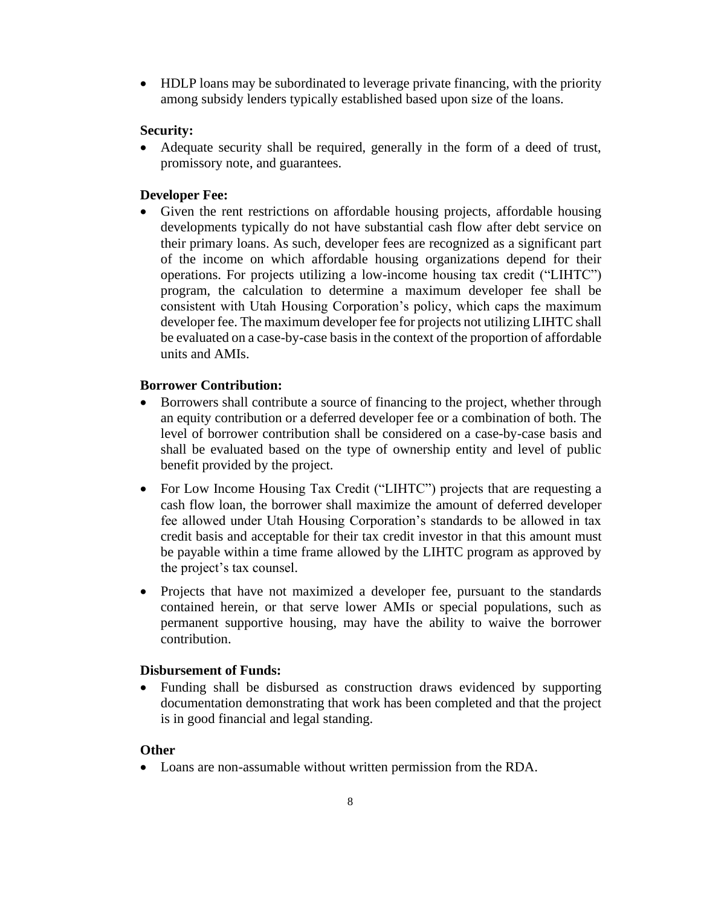- HDLP loans may be subordinated to leverage private financing, with the priority among subsidy lenders typically established based upon size of the loans.

**Security:**

- Adequate security shall be required, generally in the form of a deed of trust, promissory note, and guarantees.

**Developer Fee:**

- Given the rent restrictions on affordable housing projects, affordable housing developments typically do not have substantial cash flow after debt service on their primary loans. As such, developer fees are recognized as a significant part of the income on which affordable housing organizations depend for their operations. For projects utilizing a low-income housing tax credit ("LIHTC") program, the calculation to determine a maximum developer fee shall be consistent with Utah Housing Corporation's policy, which caps the maximum developer fee. The maximum developer fee for projects not utilizing LIHTC shall be evaluated on a case-by-case basis in the context of the proportion of affordable units and AMIs.

**Borrower Contribution:**

- Borrowers shall contribute a source of financing to the project, whether through an equity contribution or a deferred developer fee or a combination of both. The level of borrower contribution shall be considered on a case-by-case basis and shall be evaluated based on the type of ownership entity and level of public benefit provided by the project.
- For Low Income Housing Tax Credit ("LIHTC") projects that are requesting a cash flow loan, the borrower shall maximize the amount of deferred developer fee allowed under Utah Housing Corporation's standards to be allowed in tax credit basis and acceptable for their tax credit investor in that this amount must be payable within a time frame allowed by the LIHTC program as approved by the project's tax counsel.
- Projects that have not maximized a developer fee, pursuant to the standards contained herein, or that serve lower AMIs or special populations, such as permanent supportive housing, may have the ability to waive the borrower contribution.

**Disbursement of Funds:**

- Funding shall be disbursed as construction draws evidenced by supporting documentation demonstrating that work has been completed and that the project is in good financial and legal standing.

**Other**

- Loans are non-assumable without written permission from the RDA.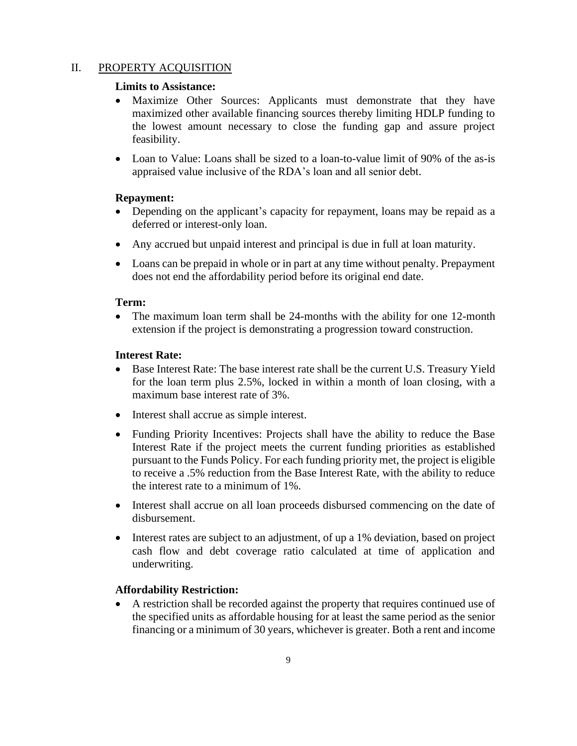## II. PROPERTY ACQUISITION

**Limits to Assistance:**

- Maximize Other Sources: Applicants must demonstrate that they have maximized other available financing sources thereby limiting HDLP funding to the lowest amount necessary to close the funding gap and assure project feasibility.
- Loan to Value: Loans shall be sized to a loan-to-value limit of 90% of the as-is appraised value inclusive of the RDA's loan and all senior debt.

**Repayment:**

- Depending on the applicant's capacity for repayment, loans may be repaid as a deferred or interest-only loan.
- Any accrued but unpaid interest and principal is due in full at loan maturity.
- Loans can be prepaid in whole or in part at any time without penalty. Prepayment does not end the affordability period before its original end date.

**Term:**

- The maximum loan term shall be 24-months with the ability for one 12-month extension if the project is demonstrating a progression toward construction.

**Interest Rate:**

- Base Interest Rate: The base interest rate shall be the current U.S. Treasury Yield for the loan term plus 2.5%, locked in within a month of loan closing, with a maximum base interest rate of 3%.
- Interest shall accrue as simple interest.
- Funding Priority Incentives: Projects shall have the ability to reduce the Base Interest Rate if the project meets the current funding priorities as established pursuant to the Funds Policy. For each funding priority met, the project is eligible to receive a .5% reduction from the Base Interest Rate, with the ability to reduce the interest rate to a minimum of 1%.
- Interest shall accrue on all loan proceeds disbursed commencing on the date of disbursement.
- Interest rates are subject to an adjustment, of up a 1% deviation, based on project cash flow and debt coverage ratio calculated at time of application and underwriting.

**Affordability Restriction:**

- A restriction shall be recorded against the property that requires continued use of the specified units as affordable housing for at least the same period as the senior financing or a minimum of 30 years, whichever is greater. Both a rent and income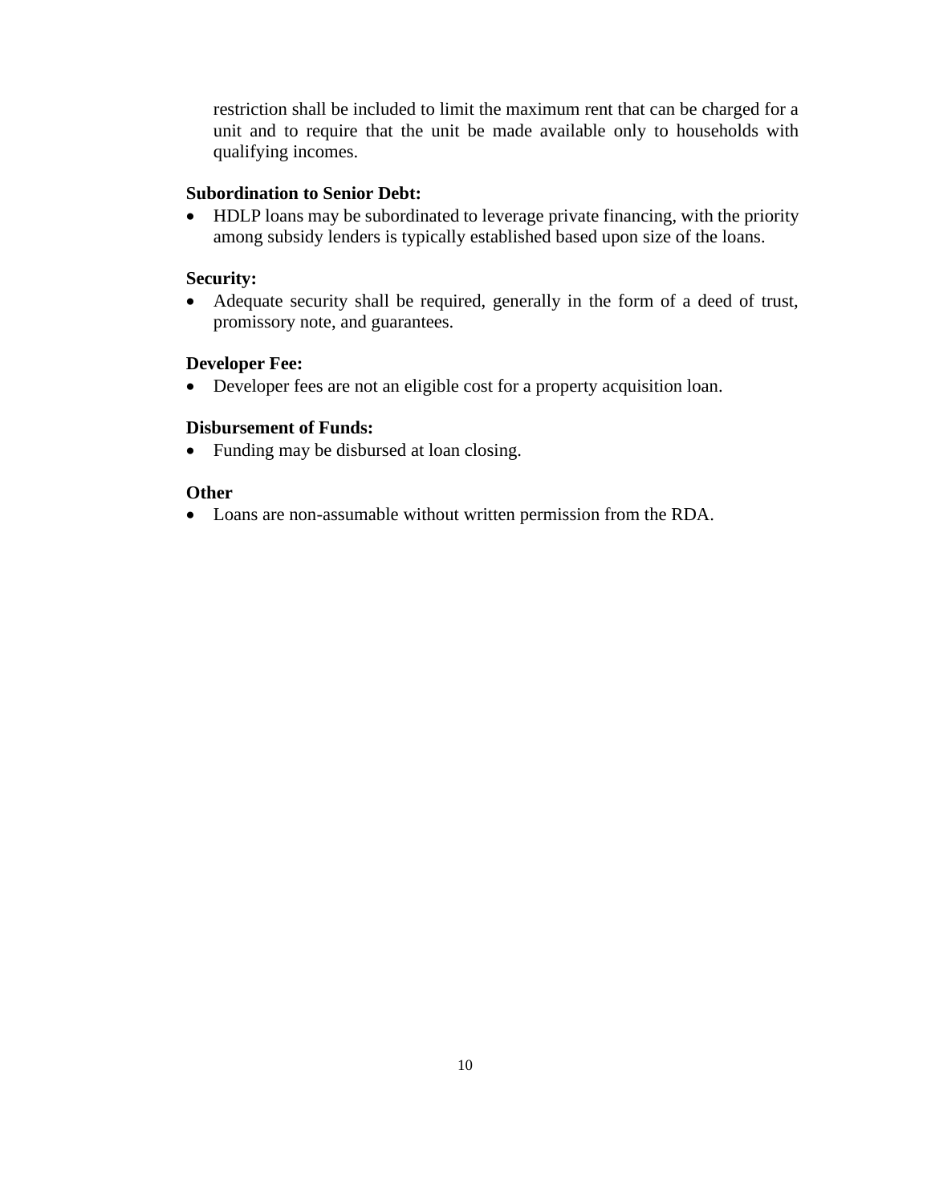restriction shall be included to limit the maximum rent that can be charged for a unit and to require that the unit be made available only to households with qualifying incomes.

**Subordination to Senior Debt:**

- HDLP loans may be subordinated to leverage private financing, with the priority among subsidy lenders is typically established based upon size of the loans.

**Security:**

- Adequate security shall be required, generally in the form of a deed of trust, promissory note, and guarantees.

**Developer Fee:**

- Developer fees are not an eligible cost for a property acquisition loan.

**Disbursement of Funds:**

- Funding may be disbursed at loan closing.

**Other**

- Loans are non-assumable without written permission from the RDA.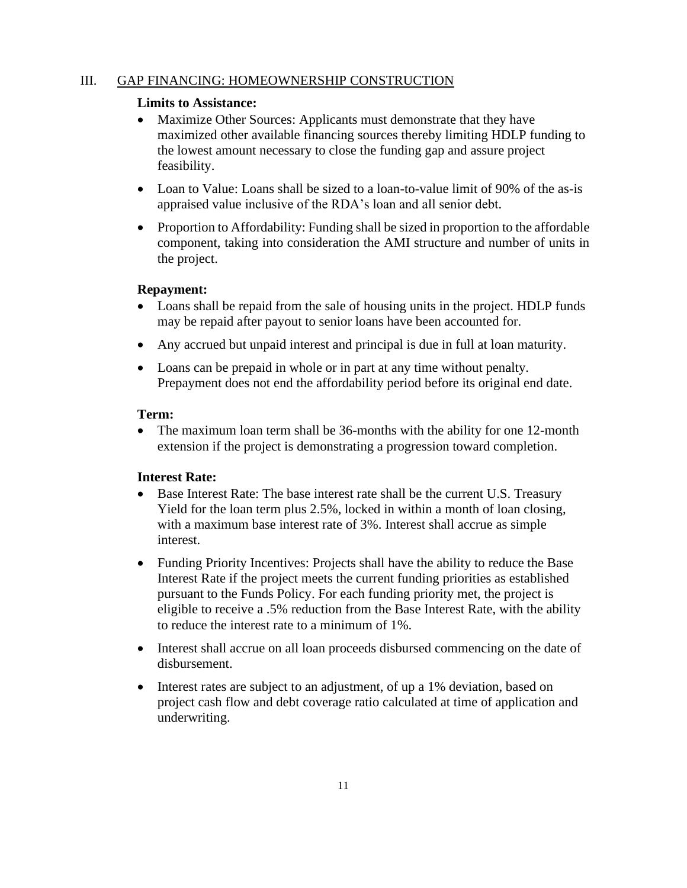## III. GAP FINANCING: HOMEOWNERSHIP CONSTRUCTION

**Limits to Assistance:**

- Maximize Other Sources: Applicants must demonstrate that they have maximized other available financing sources thereby limiting HDLP funding to the lowest amount necessary to close the funding gap and assure project feasibility.
- Loan to Value: Loans shall be sized to a loan-to-value limit of 90% of the as-is appraised value inclusive of the RDA's loan and all senior debt.
- Proportion to Affordability: Funding shall be sized in proportion to the affordable component, taking into consideration the AMI structure and number of units in the project.

**Repayment:**

- Loans shall be repaid from the sale of housing units in the project. HDLP funds may be repaid after payout to senior loans have been accounted for.
- Any accrued but unpaid interest and principal is due in full at loan maturity.
- Loans can be prepaid in whole or in part at any time without penalty. Prepayment does not end the affordability period before its original end date.

**Term:**

- The maximum loan term shall be 36-months with the ability for one 12-month extension if the project is demonstrating a progression toward completion.

**Interest Rate:**

- Base Interest Rate: The base interest rate shall be the current U.S. Treasury Yield for the loan term plus 2.5%, locked in within a month of loan closing, with a maximum base interest rate of 3%. Interest shall accrue as simple interest.
- Funding Priority Incentives: Projects shall have the ability to reduce the Base Interest Rate if the project meets the current funding priorities as established pursuant to the Funds Policy. For each funding priority met, the project is eligible to receive a .5% reduction from the Base Interest Rate, with the ability to reduce the interest rate to a minimum of 1%.
- Interest shall accrue on all loan proceeds disbursed commencing on the date of disbursement.
- Interest rates are subject to an adjustment, of up a 1% deviation, based on project cash flow and debt coverage ratio calculated at time of application and underwriting.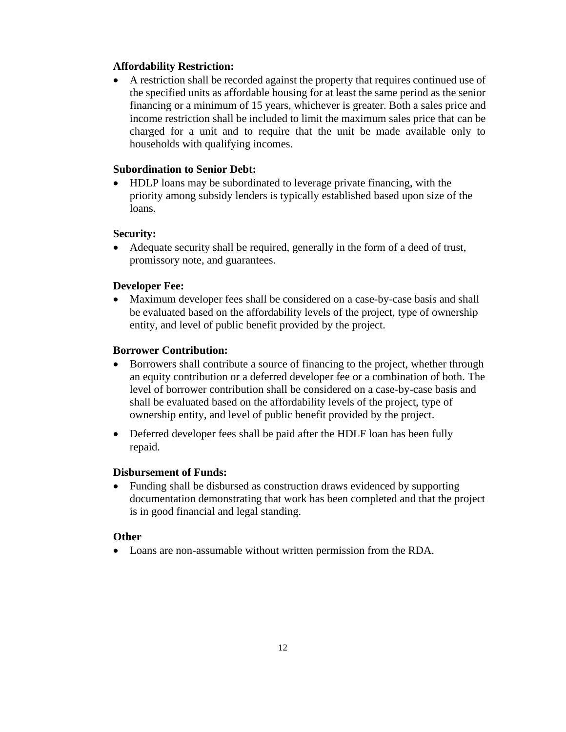**Affordability Restriction:**

- A restriction shall be recorded against the property that requires continued use of the specified units as affordable housing for at least the same period as the senior financing or a minimum of 15 years, whichever is greater. Both a sales price and income restriction shall be included to limit the maximum sales price that can be charged for a unit and to require that the unit be made available only to households with qualifying incomes.

**Subordination to Senior Debt:**

- HDLP loans may be subordinated to leverage private financing, with the priority among subsidy lenders is typically established based upon size of the loans.

**Security:**

- Adequate security shall be required, generally in the form of a deed of trust, promissory note, and guarantees.

**Developer Fee:**

- Maximum developer fees shall be considered on a case-by-case basis and shall be evaluated based on the affordability levels of the project, type of ownership entity, and level of public benefit provided by the project.

**Borrower Contribution:**

- Borrowers shall contribute a source of financing to the project, whether through an equity contribution or a deferred developer fee or a combination of both. The level of borrower contribution shall be considered on a case-by-case basis and shall be evaluated based on the affordability levels of the project, type of ownership entity, and level of public benefit provided by the project.
- Deferred developer fees shall be paid after the HDLF loan has been fully repaid.

**Disbursement of Funds:**

- Funding shall be disbursed as construction draws evidenced by supporting documentation demonstrating that work has been completed and that the project is in good financial and legal standing.

**Other**

- Loans are non-assumable without written permission from the RDA.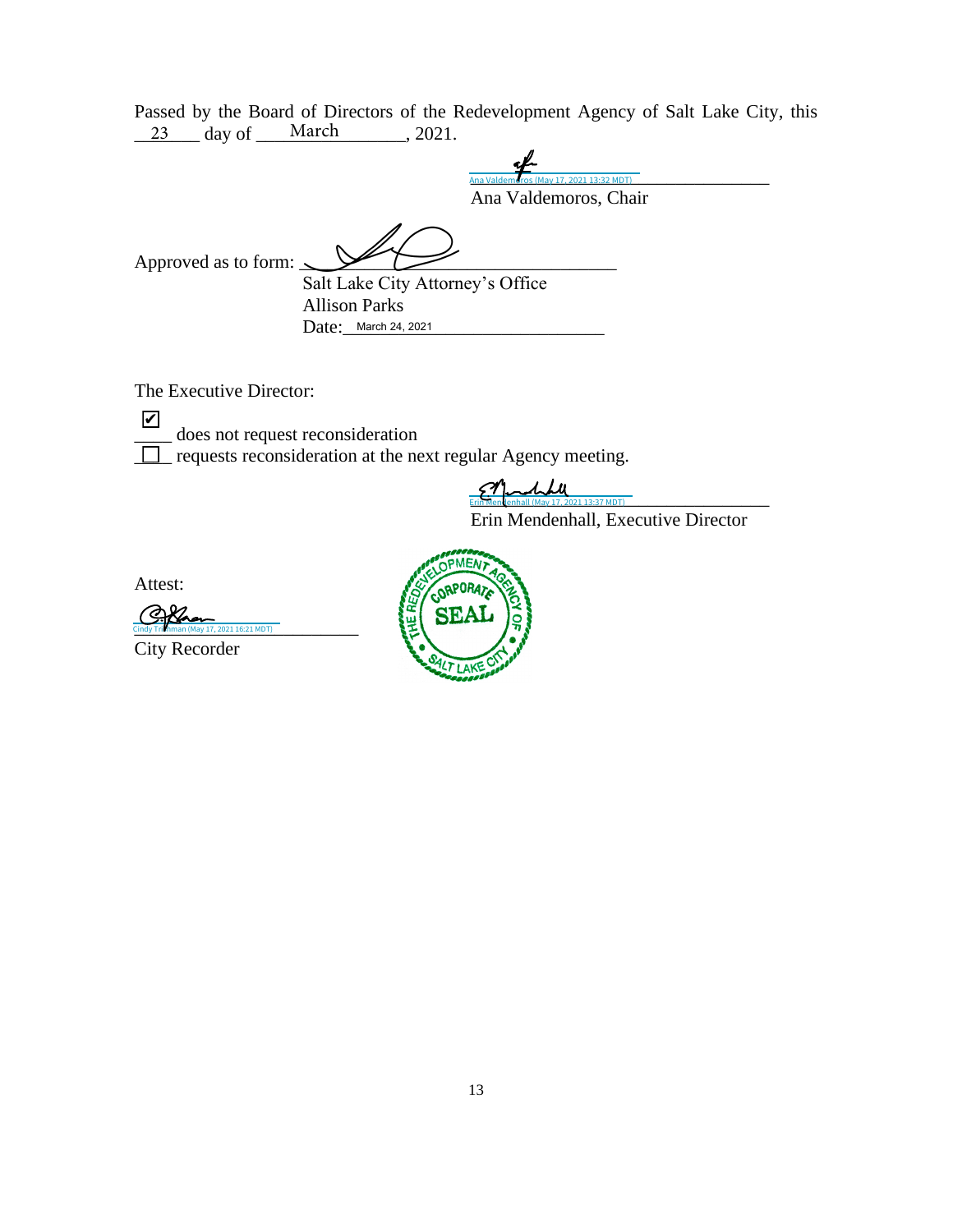Passed by the Board of Directors of the Redevelopment Agency of Salt Lake City, this 23 day of March, 2021.

Ana Valdemoros (May 17, 2021 13:32 MDT)

Ana Valdemoros, Chair

Approved as to form: ______________________

Salt Lake City Attorney's Office
Allison Parks
Date: March 24, 2021

The Executive Director:

☑ does not request reconsideration
☐ requests reconsideration at the next regular Agency meeting.

Erin Mendenhall (May 17, 2021 13:37 MDT)

Erin Mendenhall, Executive Director

Attest:

Cindy Trishman (May 17, 2021 16:21 MDT)

City Recorder

THE REDEVELOPMENT AGENCY OF SALT LAKE CITY
CORPORATE SEAL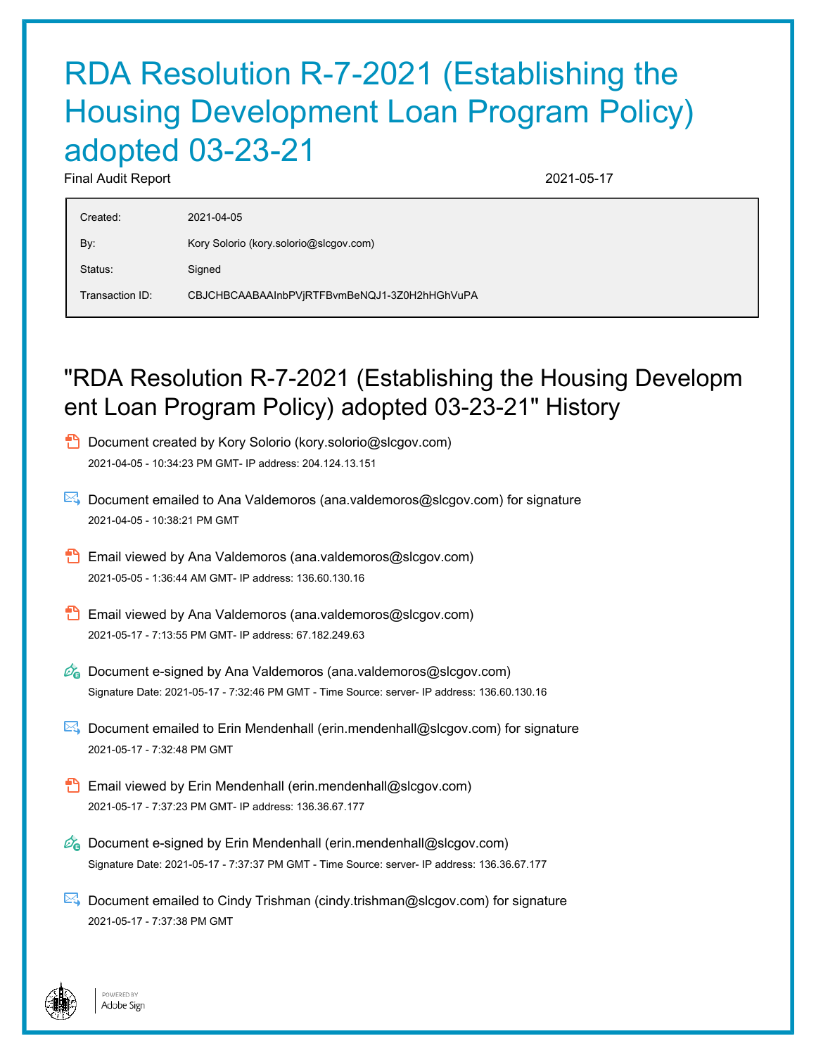# RDA Resolution R-7-2021 (Establishing the Housing Development Loan Program Policy) adopted 03-23-21

Final Audit Report 2021-05-17

| | |
|---|---|
| Created: | 2021-04-05 |
| By: | Kory Solorio (kory.solorio@slcgov.com) |
| Status: | Signed |
| Transaction ID: | CBJCHBCAABAAInbPVjRTFBvmBeNQJ1-3Z0H2hHGhVuPA |

## "RDA Resolution R-7-2021 (Establishing the Housing Development Loan Program Policy) adopted 03-23-21" History

- Document created by Kory Solorio (kory.solorio@slcgov.com)
  2021-04-05 - 10:34:23 PM GMT- IP address: 204.124.13.151

- Document emailed to Ana Valdemoros (ana.valdemoros@slcgov.com) for signature
  2021-04-05 - 10:38:21 PM GMT

- Email viewed by Ana Valdemoros (ana.valdemoros@slcgov.com)
  2021-05-05 - 1:36:44 AM GMT- IP address: 136.60.130.16

- Email viewed by Ana Valdemoros (ana.valdemoros@slcgov.com)
  2021-05-17 - 7:13:55 PM GMT- IP address: 67.182.249.63

- Document e-signed by Ana Valdemoros (ana.valdemoros@slcgov.com)
  Signature Date: 2021-05-17 - 7:32:46 PM GMT - Time Source: server- IP address: 136.60.130.16

- Document emailed to Erin Mendenhall (erin.mendenhall@slcgov.com) for signature
  2021-05-17 - 7:32:48 PM GMT

- Email viewed by Erin Mendenhall (erin.mendenhall@slcgov.com)
  2021-05-17 - 7:37:23 PM GMT- IP address: 136.36.67.177

- Document e-signed by Erin Mendenhall (erin.mendenhall@slcgov.com)
  Signature Date: 2021-05-17 - 7:37:37 PM GMT - Time Source: server- IP address: 136.36.67.177

- Document emailed to Cindy Trishman (cindy.trishman@slcgov.com) for signature
  2021-05-17 - 7:37:38 PM GMT

POWERED BY Adobe Sign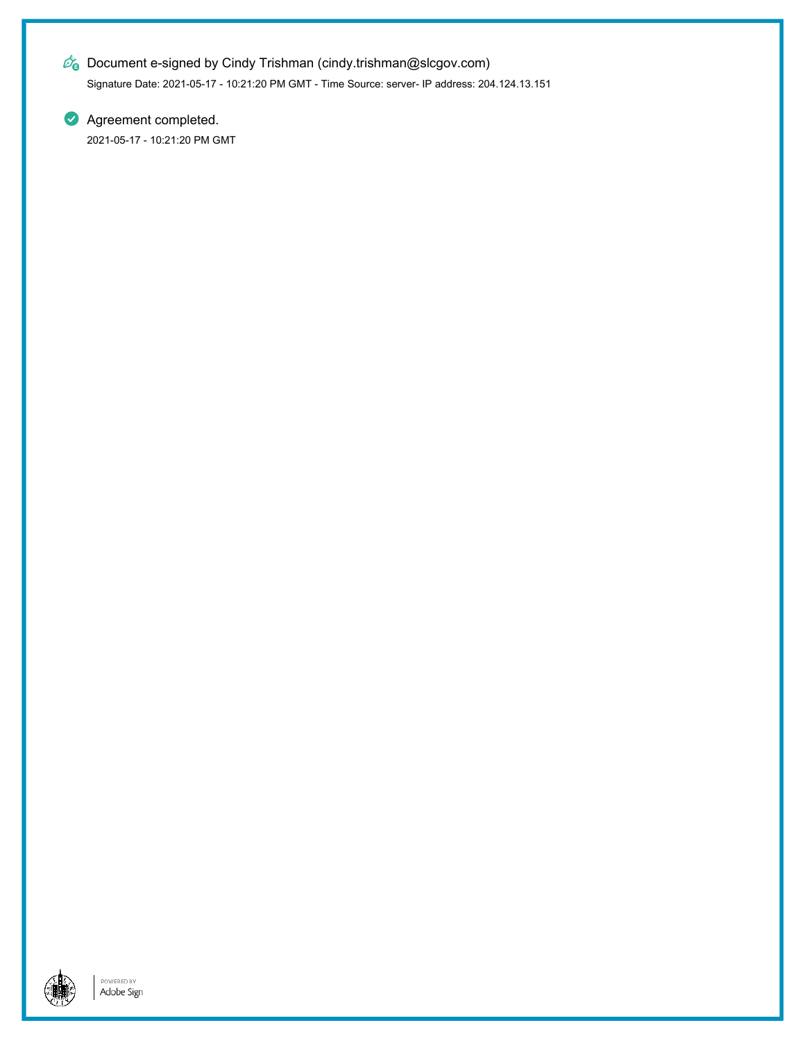Document e-signed by Cindy Trishman (cindy.trishman@slcgov.com)

Signature Date: 2021-05-17 - 10:21:20 PM GMT - Time Source: server- IP address: 204.124.13.151

Agreement completed.

2021-05-17 - 10:21:20 PM GMT

POWERED BY
Adobe Sign